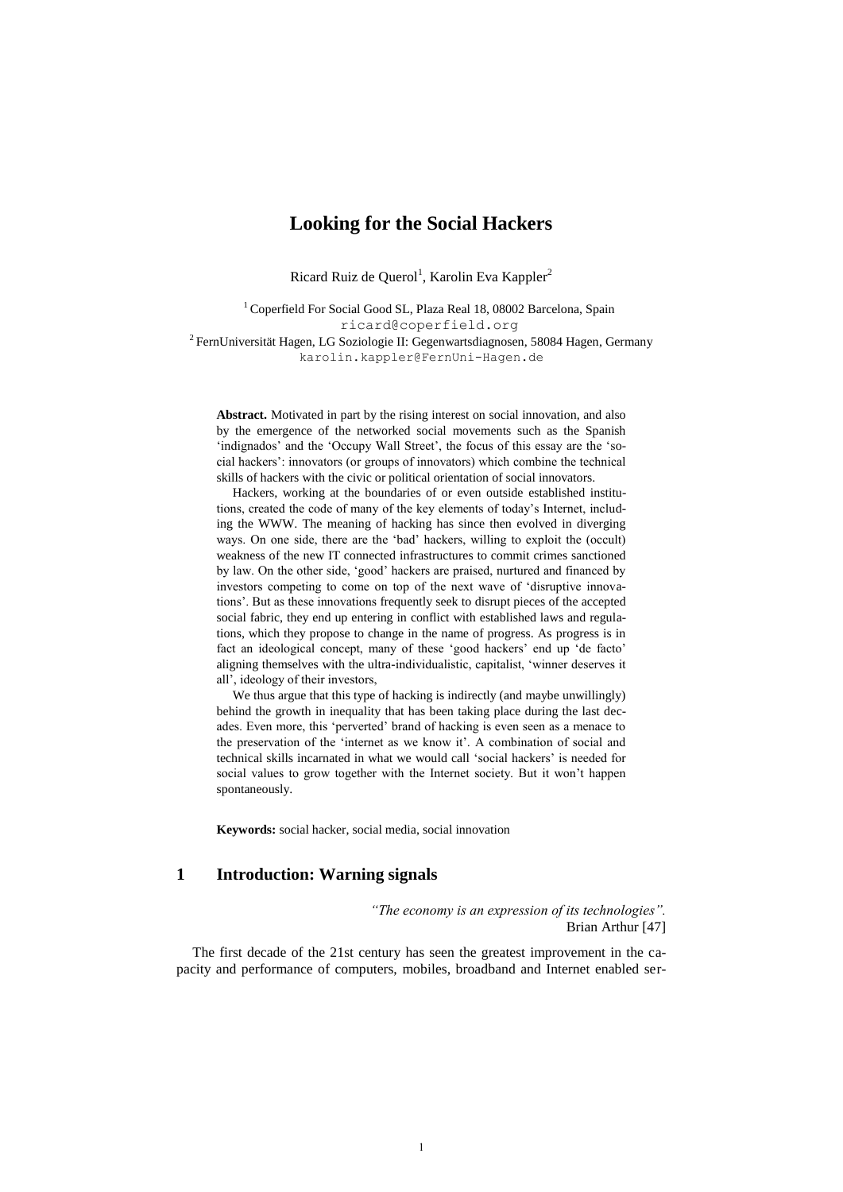# Looking for the Social Hackers

Ricard Ruiz de Querol[1], Karolin Eva Kappler[2]

[1] Coperfield For Social Good SL, Plaza Real 18, 08002 Barcelona, Spain
ricard@coperfield.org

[2] FernUniversität Hagen, LG Soziologie II: Gegenwartsdiagnosen, 58084 Hagen, Germany
karolin.kappler@FernUni-Hagen.de

**Abstract.** Motivated in part by the rising interest on social innovation, and also by the emergence of the networked social movements such as the Spanish 'indignados' and the 'Occupy Wall Street', the focus of this essay are the 'social hackers': innovators (or groups of innovators) which combine the technical skills of hackers with the civic or political orientation of social innovators.

Hackers, working at the boundaries of or even outside established institutions, created the code of many of the key elements of today's Internet, including the WWW. The meaning of hacking has since then evolved in diverging ways. On one side, there are the 'bad' hackers, willing to exploit the (occult) weakness of the new IT connected infrastructures to commit crimes sanctioned by law. On the other side, 'good' hackers are praised, nurtured and financed by investors competing to come on top of the next wave of 'disruptive innovations'. But as these innovations frequently seek to disrupt pieces of the accepted social fabric, they end up entering in conflict with established laws and regulations, which they propose to change in the name of progress. As progress is in fact an ideological concept, many of these 'good hackers' end up 'de facto' aligning themselves with the ultra-individualistic, capitalist, 'winner deserves it all', ideology of their investors,

We thus argue that this type of hacking is indirectly (and maybe unwillingly) behind the growth in inequality that has been taking place during the last decades. Even more, this 'perverted' brand of hacking is even seen as a menace to the preservation of the 'internet as we know it'. A combination of social and technical skills incarnated in what we would call 'social hackers' is needed for social values to grow together with the Internet society. But it won't happen spontaneously.

**Keywords:** social hacker, social media, social innovation

## 1 Introduction: Warning signals

*"The economy is an expression of its technologies".*
Brian Arthur [47]

The first decade of the 21st century has seen the greatest improvement in the capacity and performance of computers, mobiles, broadband and Internet enabled ser-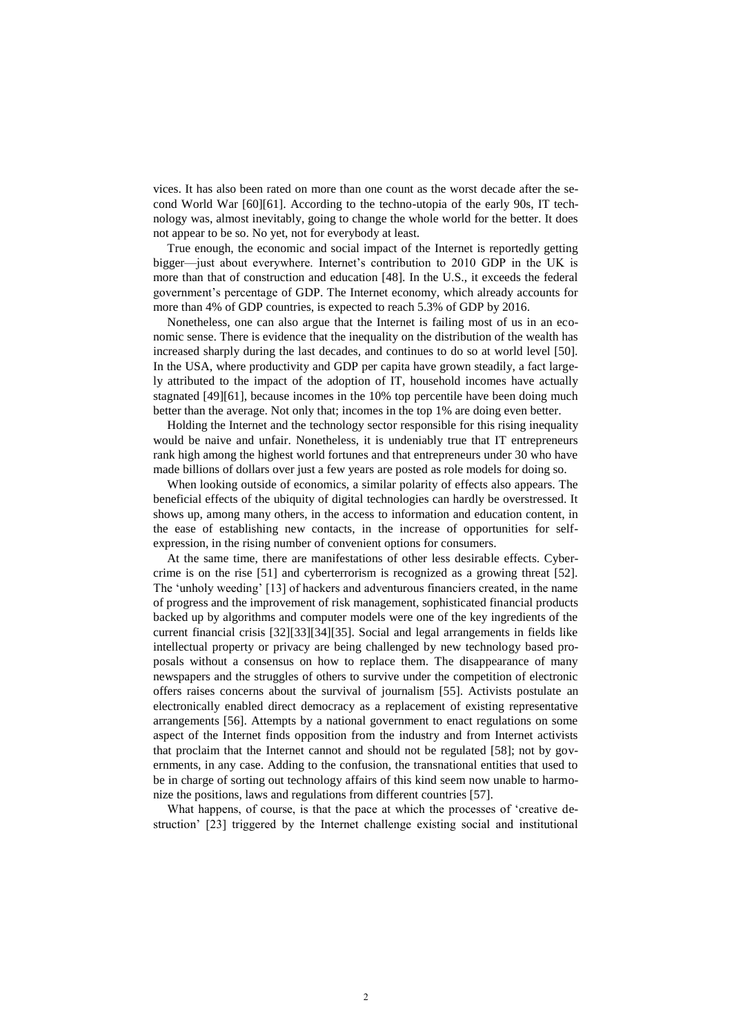vices. It has also been rated on more than one count as the worst decade after the second World War [60][61]. According to the techno-utopia of the early 90s, IT technology was, almost inevitably, going to change the whole world for the better. It does not appear to be so. No yet, not for everybody at least.

True enough, the economic and social impact of the Internet is reportedly getting bigger—just about everywhere. Internet's contribution to 2010 GDP in the UK is more than that of construction and education [48]. In the U.S., it exceeds the federal government's percentage of GDP. The Internet economy, which already accounts for more than 4% of GDP countries, is expected to reach 5.3% of GDP by 2016.

Nonetheless, one can also argue that the Internet is failing most of us in an economic sense. There is evidence that the inequality on the distribution of the wealth has increased sharply during the last decades, and continues to do so at world level [50]. In the USA, where productivity and GDP per capita have grown steadily, a fact largely attributed to the impact of the adoption of IT, household incomes have actually stagnated [49][61], because incomes in the 10% top percentile have been doing much better than the average. Not only that; incomes in the top 1% are doing even better.

Holding the Internet and the technology sector responsible for this rising inequality would be naive and unfair. Nonetheless, it is undeniably true that IT entrepreneurs rank high among the highest world fortunes and that entrepreneurs under 30 who have made billions of dollars over just a few years are posted as role models for doing so.

When looking outside of economics, a similar polarity of effects also appears. The beneficial effects of the ubiquity of digital technologies can hardly be overstressed. It shows up, among many others, in the access to information and education content, in the ease of establishing new contacts, in the increase of opportunities for self-expression, in the rising number of convenient options for consumers.

At the same time, there are manifestations of other less desirable effects. Cybercrime is on the rise [51] and cyberterrorism is recognized as a growing threat [52]. The 'unholy weeding' [13] of hackers and adventurous financiers created, in the name of progress and the improvement of risk management, sophisticated financial products backed up by algorithms and computer models were one of the key ingredients of the current financial crisis [32][33][34][35]. Social and legal arrangements in fields like intellectual property or privacy are being challenged by new technology based proposals without a consensus on how to replace them. The disappearance of many newspapers and the struggles of others to survive under the competition of electronic offers raises concerns about the survival of journalism [55]. Activists postulate an electronically enabled direct democracy as a replacement of existing representative arrangements [56]. Attempts by a national government to enact regulations on some aspect of the Internet finds opposition from the industry and from Internet activists that proclaim that the Internet cannot and should not be regulated [58]; not by governments, in any case. Adding to the confusion, the transnational entities that used to be in charge of sorting out technology affairs of this kind seem now unable to harmonize the positions, laws and regulations from different countries [57].

What happens, of course, is that the pace at which the processes of 'creative destruction' [23] triggered by the Internet challenge existing social and institutional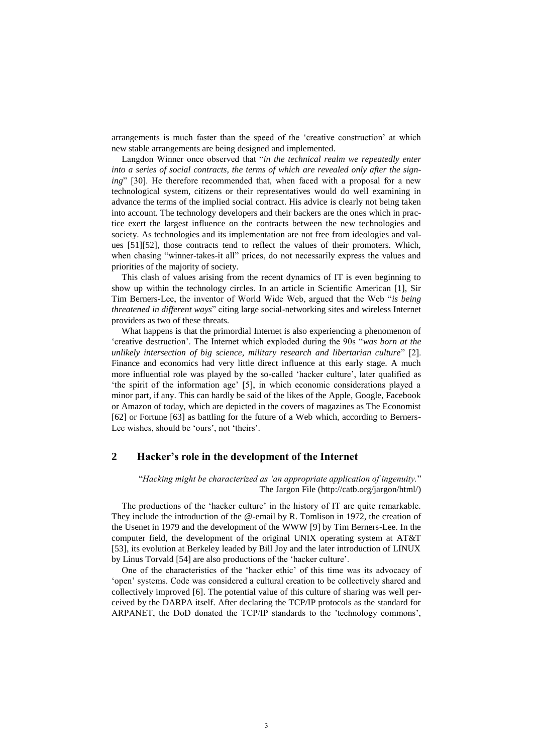arrangements is much faster than the speed of the 'creative construction' at which new stable arrangements are being designed and implemented.

Langdon Winner once observed that "*in the technical realm we repeatedly enter into a series of social contracts, the terms of which are revealed only after the signing*" [30]. He therefore recommended that, when faced with a proposal for a new technological system, citizens or their representatives would do well examining in advance the terms of the implied social contract. His advice is clearly not being taken into account. The technology developers and their backers are the ones which in practice exert the largest influence on the contracts between the new technologies and society. As technologies and its implementation are not free from ideologies and values [51][52], those contracts tend to reflect the values of their promoters. Which, when chasing "winner-takes-it all" prices, do not necessarily express the values and priorities of the majority of society.

This clash of values arising from the recent dynamics of IT is even beginning to show up within the technology circles. In an article in Scientific American [1], Sir Tim Berners-Lee, the inventor of World Wide Web, argued that the Web "*is being threatened in different ways*" citing large social-networking sites and wireless Internet providers as two of these threats.

What happens is that the primordial Internet is also experiencing a phenomenon of 'creative destruction'. The Internet which exploded during the 90s "*was born at the unlikely intersection of big science, military research and libertarian culture*" [2]. Finance and economics had very little direct influence at this early stage. A much more influential role was played by the so-called 'hacker culture', later qualified as 'the spirit of the information age' [5], in which economic considerations played a minor part, if any. This can hardly be said of the likes of the Apple, Google, Facebook or Amazon of today, which are depicted in the covers of magazines as The Economist [62] or Fortune [63] as battling for the future of a Web which, according to Berners-Lee wishes, should be 'ours', not 'theirs'.

## 2 Hacker's role in the development of the Internet

> "*Hacking might be characterized as 'an appropriate application of ingenuity.*"
> The Jargon File (http://catb.org/jargon/html/)

The productions of the 'hacker culture' in the history of IT are quite remarkable. They include the introduction of the @-email by R. Tomlison in 1972, the creation of the Usenet in 1979 and the development of the WWW [9] by Tim Berners-Lee. In the computer field, the development of the original UNIX operating system at AT&T [53], its evolution at Berkeley leaded by Bill Joy and the later introduction of LINUX by Linus Torvald [54] are also productions of the 'hacker culture'.

One of the characteristics of the 'hacker ethic' of this time was its advocacy of 'open' systems. Code was considered a cultural creation to be collectively shared and collectively improved [6]. The potential value of this culture of sharing was well perceived by the DARPA itself. After declaring the TCP/IP protocols as the standard for ARPANET, the DoD donated the TCP/IP standards to the 'technology commons',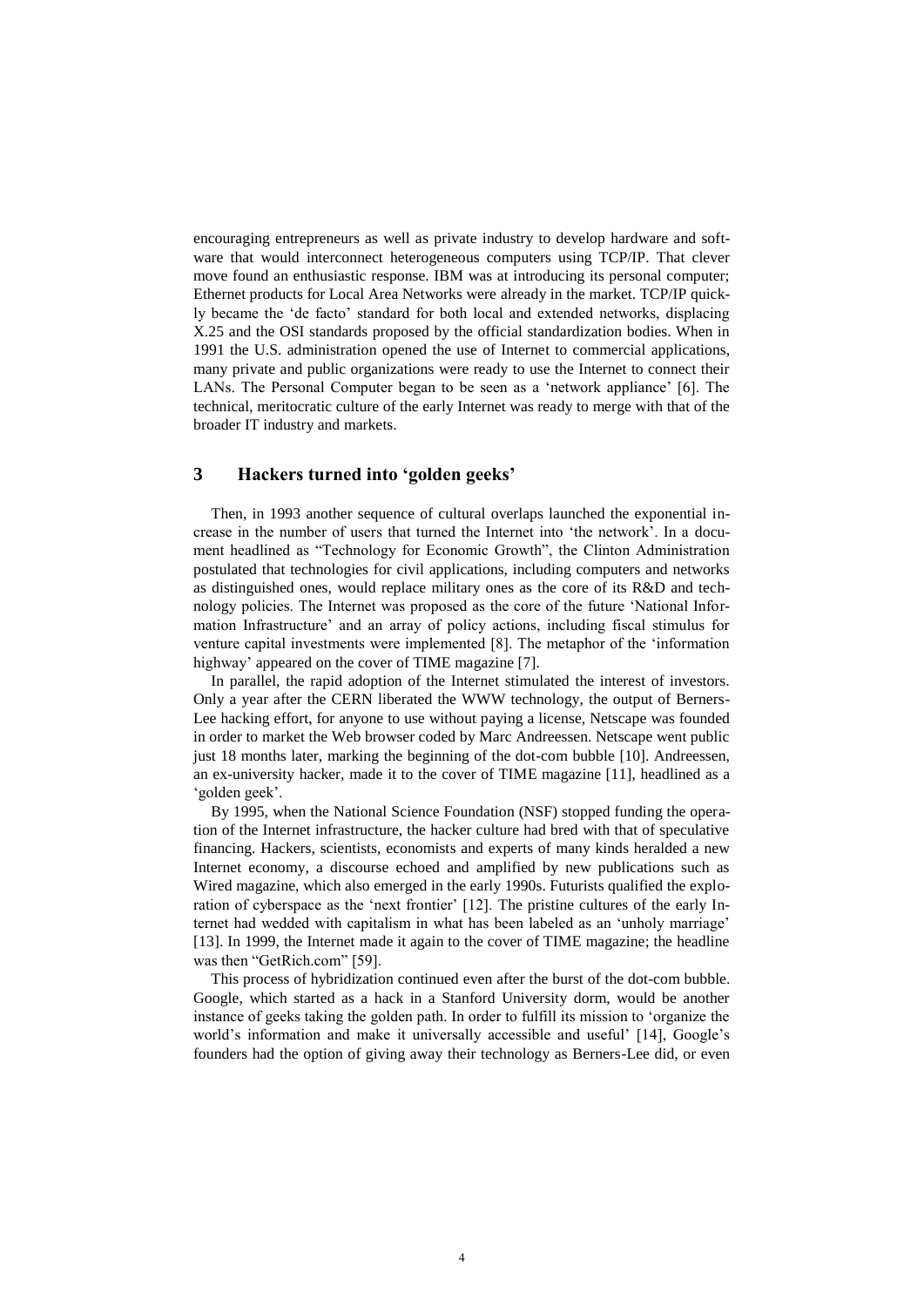encouraging entrepreneurs as well as private industry to develop hardware and software that would interconnect heterogeneous computers using TCP/IP. That clever move found an enthusiastic response. IBM was at introducing its personal computer; Ethernet products for Local Area Networks were already in the market. TCP/IP quickly became the 'de facto' standard for both local and extended networks, displacing X.25 and the OSI standards proposed by the official standardization bodies. When in 1991 the U.S. administration opened the use of Internet to commercial applications, many private and public organizations were ready to use the Internet to connect their LANs. The Personal Computer began to be seen as a 'network appliance' [6]. The technical, meritocratic culture of the early Internet was ready to merge with that of the broader IT industry and markets.

## 3 Hackers turned into 'golden geeks'

Then, in 1993 another sequence of cultural overlaps launched the exponential increase in the number of users that turned the Internet into 'the network'. In a document headlined as "Technology for Economic Growth", the Clinton Administration postulated that technologies for civil applications, including computers and networks as distinguished ones, would replace military ones as the core of its R&D and technology policies. The Internet was proposed as the core of the future 'National Information Infrastructure' and an array of policy actions, including fiscal stimulus for venture capital investments were implemented [8]. The metaphor of the 'information highway' appeared on the cover of TIME magazine [7].

In parallel, the rapid adoption of the Internet stimulated the interest of investors. Only a year after the CERN liberated the WWW technology, the output of Berners-Lee hacking effort, for anyone to use without paying a license, Netscape was founded in order to market the Web browser coded by Marc Andreessen. Netscape went public just 18 months later, marking the beginning of the dot-com bubble [10]. Andreessen, an ex-university hacker, made it to the cover of TIME magazine [11], headlined as a 'golden geek'.

By 1995, when the National Science Foundation (NSF) stopped funding the operation of the Internet infrastructure, the hacker culture had bred with that of speculative financing. Hackers, scientists, economists and experts of many kinds heralded a new Internet economy, a discourse echoed and amplified by new publications such as Wired magazine, which also emerged in the early 1990s. Futurists qualified the exploration of cyberspace as the 'next frontier' [12]. The pristine cultures of the early Internet had wedded with capitalism in what has been labeled as an 'unholy marriage' [13]. In 1999, the Internet made it again to the cover of TIME magazine; the headline was then "GetRich.com" [59].

This process of hybridization continued even after the burst of the dot-com bubble. Google, which started as a hack in a Stanford University dorm, would be another instance of geeks taking the golden path. In order to fulfill its mission to 'organize the world's information and make it universally accessible and useful' [14], Google's founders had the option of giving away their technology as Berners-Lee did, or even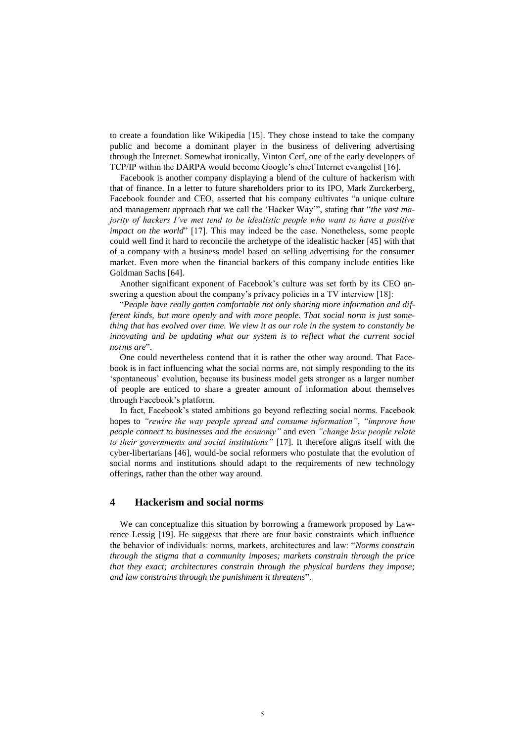to create a foundation like Wikipedia [15]. They chose instead to take the company public and become a dominant player in the business of delivering advertising through the Internet. Somewhat ironically, Vinton Cerf, one of the early developers of TCP/IP within the DARPA would become Google's chief Internet evangelist [16].

Facebook is another company displaying a blend of the culture of hackerism with that of finance. In a letter to future shareholders prior to its IPO, Mark Zurckerberg, Facebook founder and CEO, asserted that his company cultivates "a unique culture and management approach that we call the 'Hacker Way'", stating that "*the vast majority of hackers I've met tend to be idealistic people who want to have a positive impact on the world*" [17]. This may indeed be the case. Nonetheless, some people could well find it hard to reconcile the archetype of the idealistic hacker [45] with that of a company with a business model based on selling advertising for the consumer market. Even more when the financial backers of this company include entities like Goldman Sachs [64].

Another significant exponent of Facebook's culture was set forth by its CEO answering a question about the company's privacy policies in a TV interview [18]:

"*People have really gotten comfortable not only sharing more information and different kinds, but more openly and with more people. That social norm is just something that has evolved over time. We view it as our role in the system to constantly be innovating and be updating what our system is to reflect what the current social norms are*".

One could nevertheless contend that it is rather the other way around. That Facebook is in fact influencing what the social norms are, not simply responding to the its 'spontaneous' evolution, because its business model gets stronger as a larger number of people are enticed to share a greater amount of information about themselves through Facebook's platform.

In fact, Facebook's stated ambitions go beyond reflecting social norms. Facebook hopes to *"rewire the way people spread and consume information"*, *"improve how people connect to businesses and the economy"* and even *"change how people relate to their governments and social institutions"* [17]. It therefore aligns itself with the cyber-libertarians [46], would-be social reformers who postulate that the evolution of social norms and institutions should adapt to the requirements of new technology offerings, rather than the other way around.

## 4 Hackerism and social norms

We can conceptualize this situation by borrowing a framework proposed by Lawrence Lessig [19]. He suggests that there are four basic constraints which influence the behavior of individuals: norms, markets, architectures and law: "*Norms constrain through the stigma that a community imposes; markets constrain through the price that they exact; architectures constrain through the physical burdens they impose; and law constrains through the punishment it threatens*".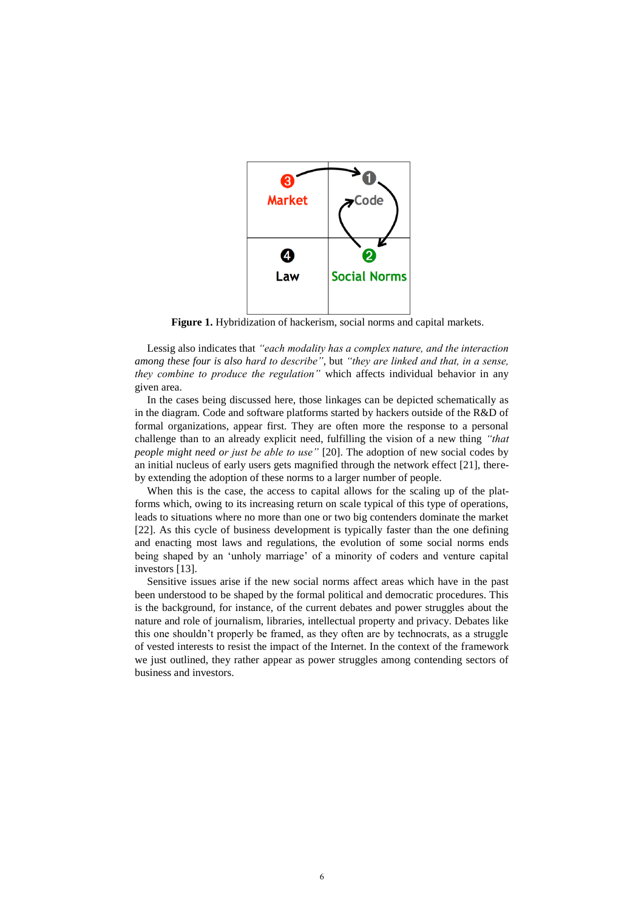**Figure 1.** Hybridization of hackerism, social norms and capital markets.

Lessig also indicates that *"each modality has a complex nature, and the interaction among these four is also hard to describe"*, but *"they are linked and that, in a sense, they combine to produce the regulation"* which affects individual behavior in any given area.

In the cases being discussed here, those linkages can be depicted schematically as in the diagram. Code and software platforms started by hackers outside of the R&D of formal organizations, appear first. They are often more the response to a personal challenge than to an already explicit need, fulfilling the vision of a new thing *"that people might need or just be able to use"* [20]. The adoption of new social codes by an initial nucleus of early users gets magnified through the network effect [21], thereby extending the adoption of these norms to a larger number of people.

When this is the case, the access to capital allows for the scaling up of the platforms which, owing to its increasing return on scale typical of this type of operations, leads to situations where no more than one or two big contenders dominate the market [22]. As this cycle of business development is typically faster than the one defining and enacting most laws and regulations, the evolution of some social norms ends being shaped by an 'unholy marriage' of a minority of coders and venture capital investors [13].

Sensitive issues arise if the new social norms affect areas which have in the past been understood to be shaped by the formal political and democratic procedures. This is the background, for instance, of the current debates and power struggles about the nature and role of journalism, libraries, intellectual property and privacy. Debates like this one shouldn't properly be framed, as they often are by technocrats, as a struggle of vested interests to resist the impact of the Internet. In the context of the framework we just outlined, they rather appear as power struggles among contending sectors of business and investors.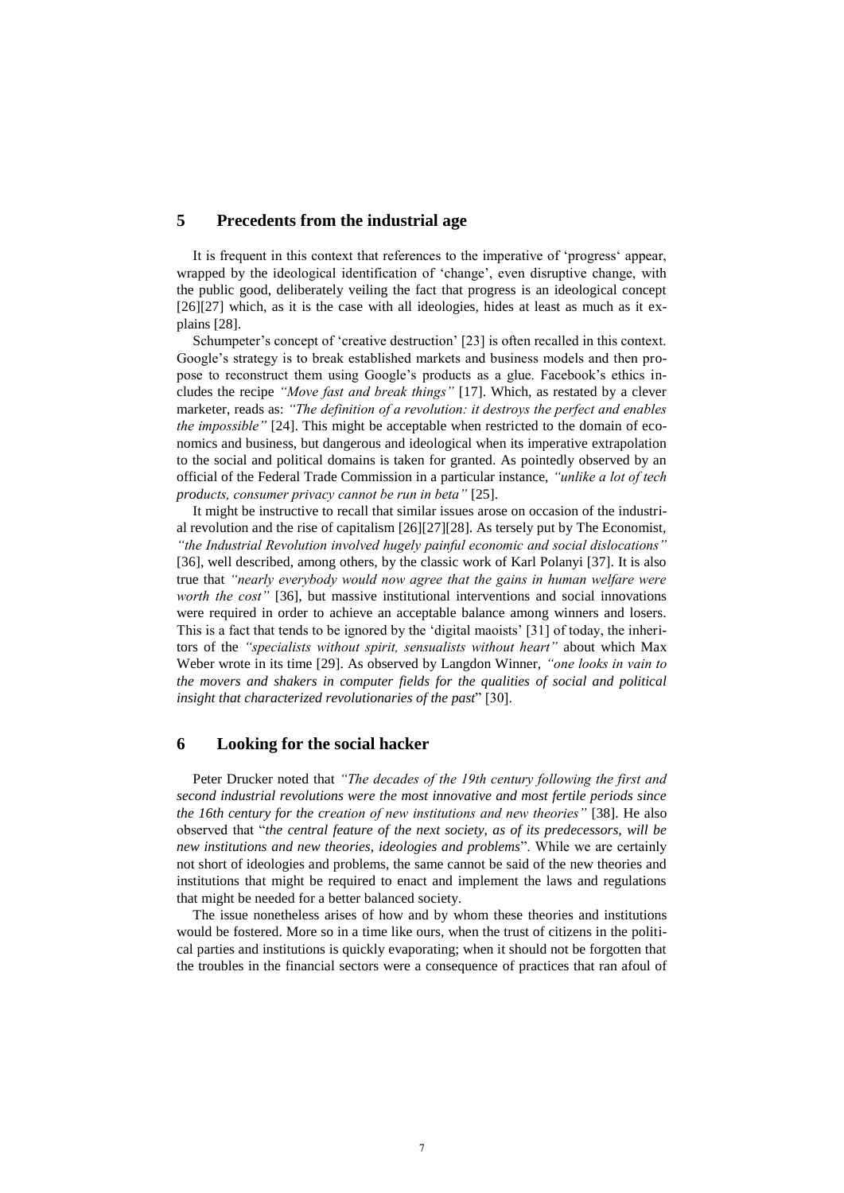## 5 Precedents from the industrial age

It is frequent in this context that references to the imperative of 'progress' appear, wrapped by the ideological identification of 'change', even disruptive change, with the public good, deliberately veiling the fact that progress is an ideological concept [26][27] which, as it is the case with all ideologies, hides at least as much as it explains [28].

Schumpeter's concept of 'creative destruction' [23] is often recalled in this context. Google's strategy is to break established markets and business models and then propose to reconstruct them using Google's products as a glue. Facebook's ethics includes the recipe *"Move fast and break things"* [17]. Which, as restated by a clever marketer, reads as: *"The definition of a revolution: it destroys the perfect and enables the impossible"* [24]. This might be acceptable when restricted to the domain of economics and business, but dangerous and ideological when its imperative extrapolation to the social and political domains is taken for granted. As pointedly observed by an official of the Federal Trade Commission in a particular instance, *"unlike a lot of tech products, consumer privacy cannot be run in beta"* [25].

It might be instructive to recall that similar issues arose on occasion of the industrial revolution and the rise of capitalism [26][27][28]. As tersely put by The Economist, *"the Industrial Revolution involved hugely painful economic and social dislocations"* [36], well described, among others, by the classic work of Karl Polanyi [37]. It is also true that *"nearly everybody would now agree that the gains in human welfare were worth the cost"* [36], but massive institutional interventions and social innovations were required in order to achieve an acceptable balance among winners and losers. This is a fact that tends to be ignored by the 'digital maoists' [31] of today, the inheritors of the *"specialists without spirit, sensualists without heart"* about which Max Weber wrote in its time [29]. As observed by Langdon Winner, *"one looks in vain to the movers and shakers in computer fields for the qualities of social and political insight that characterized revolutionaries of the past*" [30].

## 6 Looking for the social hacker

Peter Drucker noted that *"The decades of the 19th century following the first and second industrial revolutions were the most innovative and most fertile periods since the 16th century for the creation of new institutions and new theories"* [38]. He also observed that "*the central feature of the next society, as of its predecessors, will be new institutions and new theories, ideologies and problems*". While we are certainly not short of ideologies and problems, the same cannot be said of the new theories and institutions that might be required to enact and implement the laws and regulations that might be needed for a better balanced society.

The issue nonetheless arises of how and by whom these theories and institutions would be fostered. More so in a time like ours, when the trust of citizens in the political parties and institutions is quickly evaporating; when it should not be forgotten that the troubles in the financial sectors were a consequence of practices that ran afoul of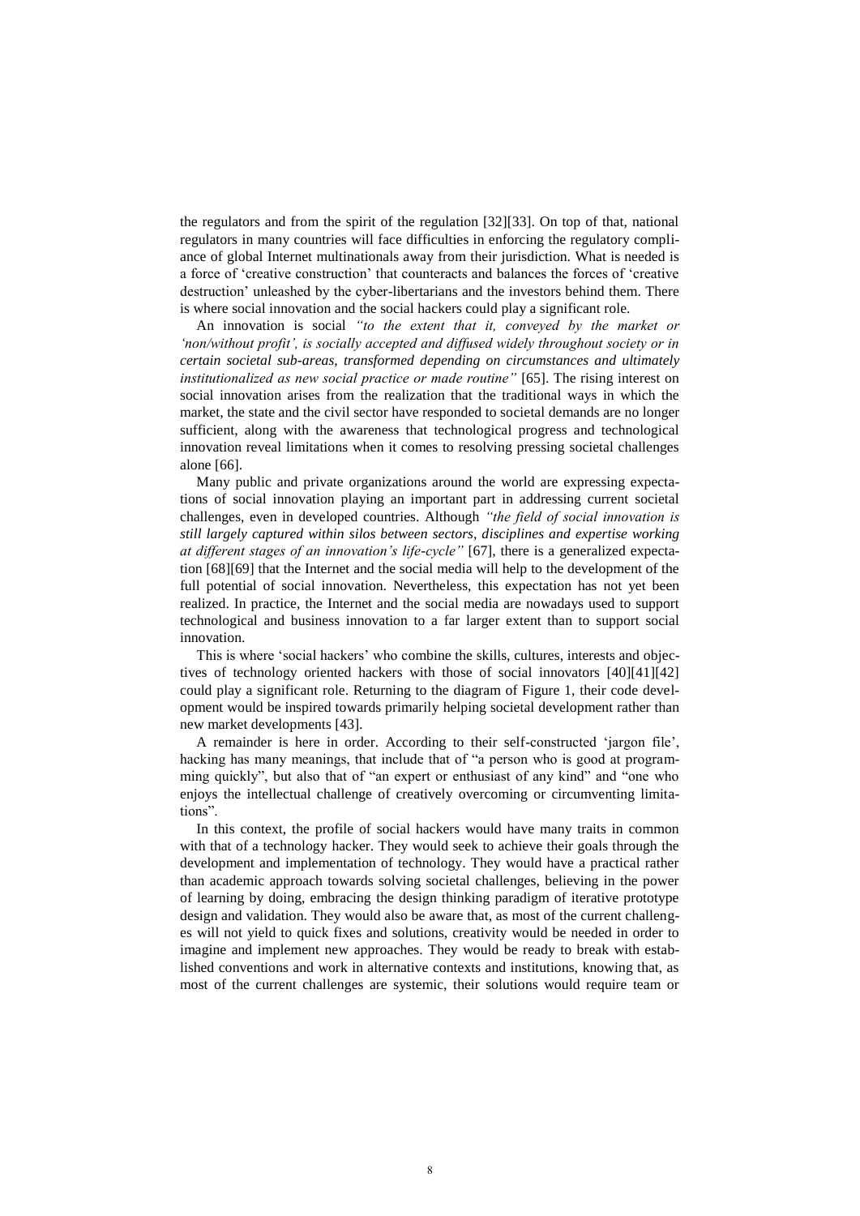the regulators and from the spirit of the regulation [32][33]. On top of that, national regulators in many countries will face difficulties in enforcing the regulatory compliance of global Internet multinationals away from their jurisdiction. What is needed is a force of 'creative construction' that counteracts and balances the forces of 'creative destruction' unleashed by the cyber-libertarians and the investors behind them. There is where social innovation and the social hackers could play a significant role.

An innovation is social *"to the extent that it, conveyed by the market or 'non/without profit', is socially accepted and diffused widely throughout society or in certain societal sub-areas, transformed depending on circumstances and ultimately institutionalized as new social practice or made routine"* [65]. The rising interest on social innovation arises from the realization that the traditional ways in which the market, the state and the civil sector have responded to societal demands are no longer sufficient, along with the awareness that technological progress and technological innovation reveal limitations when it comes to resolving pressing societal challenges alone [66].

Many public and private organizations around the world are expressing expectations of social innovation playing an important part in addressing current societal challenges, even in developed countries. Although *"the field of social innovation is still largely captured within silos between sectors, disciplines and expertise working at different stages of an innovation's life-cycle"* [67], there is a generalized expectation [68][69] that the Internet and the social media will help to the development of the full potential of social innovation. Nevertheless, this expectation has not yet been realized. In practice, the Internet and the social media are nowadays used to support technological and business innovation to a far larger extent than to support social innovation.

This is where 'social hackers' who combine the skills, cultures, interests and objectives of technology oriented hackers with those of social innovators [40][41][42] could play a significant role. Returning to the diagram of Figure 1, their code development would be inspired towards primarily helping societal development rather than new market developments [43].

A remainder is here in order. According to their self-constructed 'jargon file', hacking has many meanings, that include that of "a person who is good at programming quickly", but also that of "an expert or enthusiast of any kind" and "one who enjoys the intellectual challenge of creatively overcoming or circumventing limitations".

In this context, the profile of social hackers would have many traits in common with that of a technology hacker. They would seek to achieve their goals through the development and implementation of technology. They would have a practical rather than academic approach towards solving societal challenges, believing in the power of learning by doing, embracing the design thinking paradigm of iterative prototype design and validation. They would also be aware that, as most of the current challenges will not yield to quick fixes and solutions, creativity would be needed in order to imagine and implement new approaches. They would be ready to break with established conventions and work in alternative contexts and institutions, knowing that, as most of the current challenges are systemic, their solutions would require team or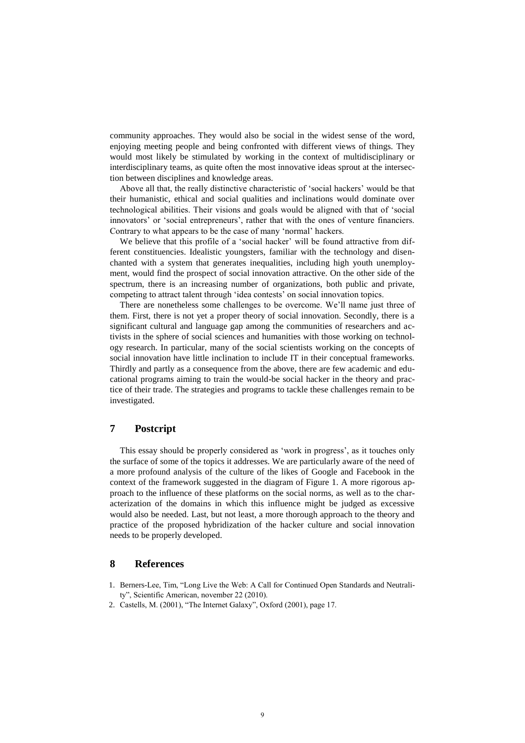community approaches. They would also be social in the widest sense of the word, enjoying meeting people and being confronted with different views of things. They would most likely be stimulated by working in the context of multidisciplinary or interdisciplinary teams, as quite often the most innovative ideas sprout at the intersection between disciplines and knowledge areas.

Above all that, the really distinctive characteristic of 'social hackers' would be that their humanistic, ethical and social qualities and inclinations would dominate over technological abilities. Their visions and goals would be aligned with that of 'social innovators' or 'social entrepreneurs', rather that with the ones of venture financiers. Contrary to what appears to be the case of many 'normal' hackers.

We believe that this profile of a 'social hacker' will be found attractive from different constituencies. Idealistic youngsters, familiar with the technology and disenchanted with a system that generates inequalities, including high youth unemployment, would find the prospect of social innovation attractive. On the other side of the spectrum, there is an increasing number of organizations, both public and private, competing to attract talent through 'idea contests' on social innovation topics.

There are nonetheless some challenges to be overcome. We'll name just three of them. First, there is not yet a proper theory of social innovation. Secondly, there is a significant cultural and language gap among the communities of researchers and activists in the sphere of social sciences and humanities with those working on technology research. In particular, many of the social scientists working on the concepts of social innovation have little inclination to include IT in their conceptual frameworks. Thirdly and partly as a consequence from the above, there are few academic and educational programs aiming to train the would-be social hacker in the theory and practice of their trade. The strategies and programs to tackle these challenges remain to be investigated.

## 7 Postcript

This essay should be properly considered as 'work in progress', as it touches only the surface of some of the topics it addresses. We are particularly aware of the need of a more profound analysis of the culture of the likes of Google and Facebook in the context of the framework suggested in the diagram of Figure 1. A more rigorous approach to the influence of these platforms on the social norms, as well as to the characterization of the domains in which this influence might be judged as excessive would also be needed. Last, but not least, a more thorough approach to the theory and practice of the proposed hybridization of the hacker culture and social innovation needs to be properly developed.

## 8 References

1. Berners-Lee, Tim, "Long Live the Web: A Call for Continued Open Standards and Neutrality", Scientific American, november 22 (2010).
2. Castells, M. (2001), "The Internet Galaxy", Oxford (2001), page 17.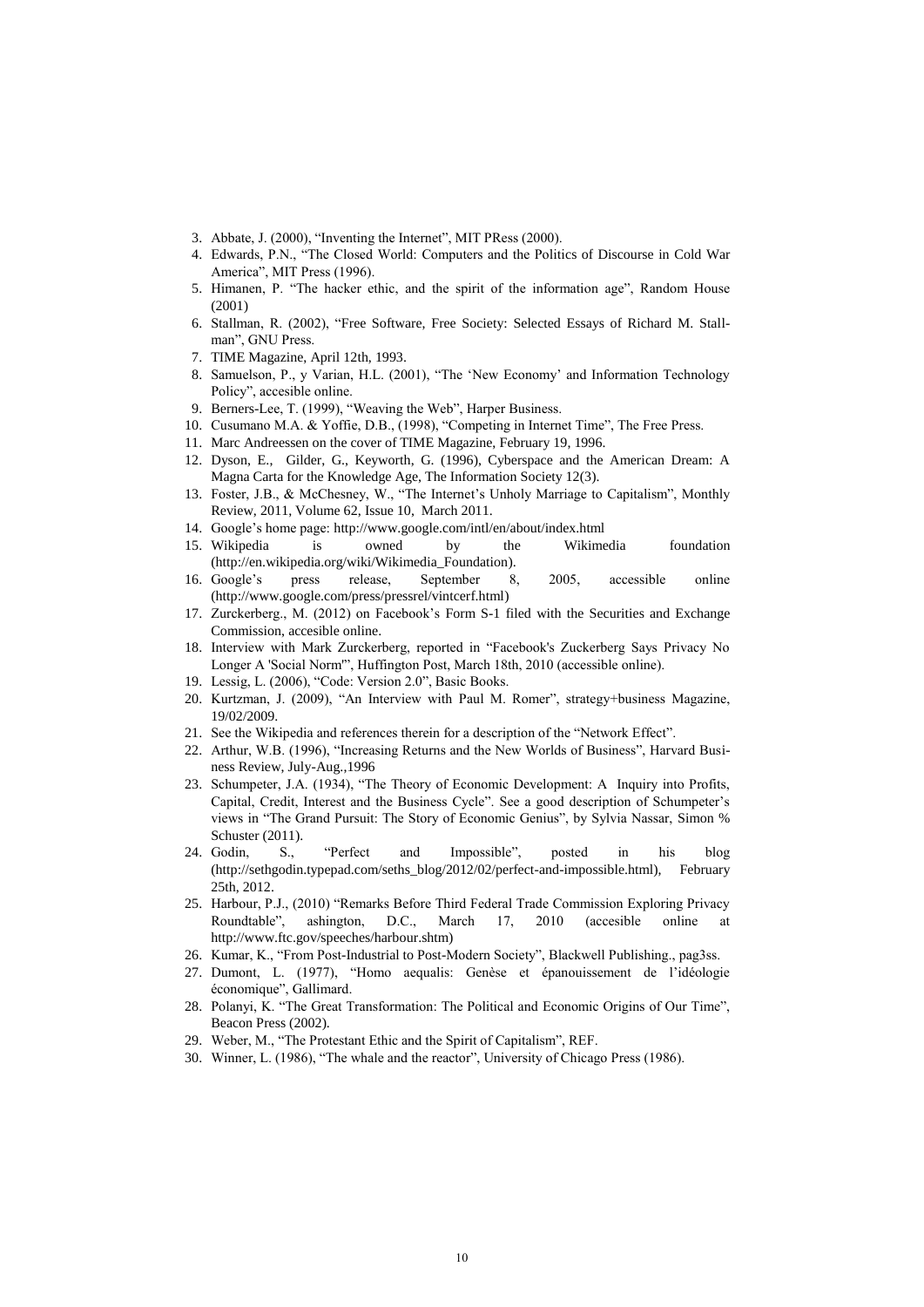3. Abbate, J. (2000), "Inventing the Internet", MIT PRess (2000).
4. Edwards, P.N., "The Closed World: Computers and the Politics of Discourse in Cold War America", MIT Press (1996).
5. Himanen, P. "The hacker ethic, and the spirit of the information age", Random House (2001)
6. Stallman, R. (2002), "Free Software, Free Society: Selected Essays of Richard M. Stallman", GNU Press.
7. TIME Magazine, April 12th, 1993.
8. Samuelson, P., y Varian, H.L. (2001), "The 'New Economy' and Information Technology Policy", accesible online.
9. Berners-Lee, T. (1999), "Weaving the Web", Harper Business.
10. Cusumano M.A. & Yoffie, D.B., (1998), "Competing in Internet Time", The Free Press.
11. Marc Andreessen on the cover of TIME Magazine, February 19, 1996.
12. Dyson, E., Gilder, G., Keyworth, G. (1996), Cyberspace and the American Dream: A Magna Carta for the Knowledge Age, The Information Society 12(3).
13. Foster, J.B., & McChesney, W., "The Internet's Unholy Marriage to Capitalism", Monthly Review, 2011, Volume 62, Issue 10, March 2011.
14. Google's home page: http://www.google.com/intl/en/about/index.html
15. Wikipedia is owned by the Wikimedia foundation (http://en.wikipedia.org/wiki/Wikimedia_Foundation).
16. Google's press release, September 8, 2005, accessible online (http://www.google.com/press/pressrel/vintcerf.html)
17. Zurckerberg., M. (2012) on Facebook's Form S-1 filed with the Securities and Exchange Commission, accesible online.
18. Interview with Mark Zurckerberg, reported in "Facebook's Zuckerberg Says Privacy No Longer A 'Social Norm'", Huffington Post, March 18th, 2010 (accessible online).
19. Lessig, L. (2006), "Code: Version 2.0", Basic Books.
20. Kurtzman, J. (2009), "An Interview with Paul M. Romer", strategy+business Magazine, 19/02/2009.
21. See the Wikipedia and references therein for a description of the "Network Effect".
22. Arthur, W.B. (1996), "Increasing Returns and the New Worlds of Business", Harvard Business Review, July-Aug.,1996
23. Schumpeter, J.A. (1934), "The Theory of Economic Development: A Inquiry into Profits, Capital, Credit, Interest and the Business Cycle". See a good description of Schumpeter's views in "The Grand Pursuit: The Story of Economic Genius", by Sylvia Nassar, Simon % Schuster (2011).
24. Godin, S., "Perfect and Impossible", posted in his blog (http://sethgodin.typepad.com/seths_blog/2012/02/perfect-and-impossible.html), February 25th, 2012.
25. Harbour, P.J., (2010) "Remarks Before Third Federal Trade Commission Exploring Privacy Roundtable", ashington, D.C., March 17, 2010 (accesible online at http://www.ftc.gov/speeches/harbour.shtm)
26. Kumar, K., "From Post-Industrial to Post-Modern Society", Blackwell Publishing., pag3ss.
27. Dumont, L. (1977), "Homo aequalis: Genèse et épanouissement de l'idéologie économique", Gallimard.
28. Polanyi, K. "The Great Transformation: The Political and Economic Origins of Our Time", Beacon Press (2002).
29. Weber, M., "The Protestant Ethic and the Spirit of Capitalism", REF.
30. Winner, L. (1986), "The whale and the reactor", University of Chicago Press (1986).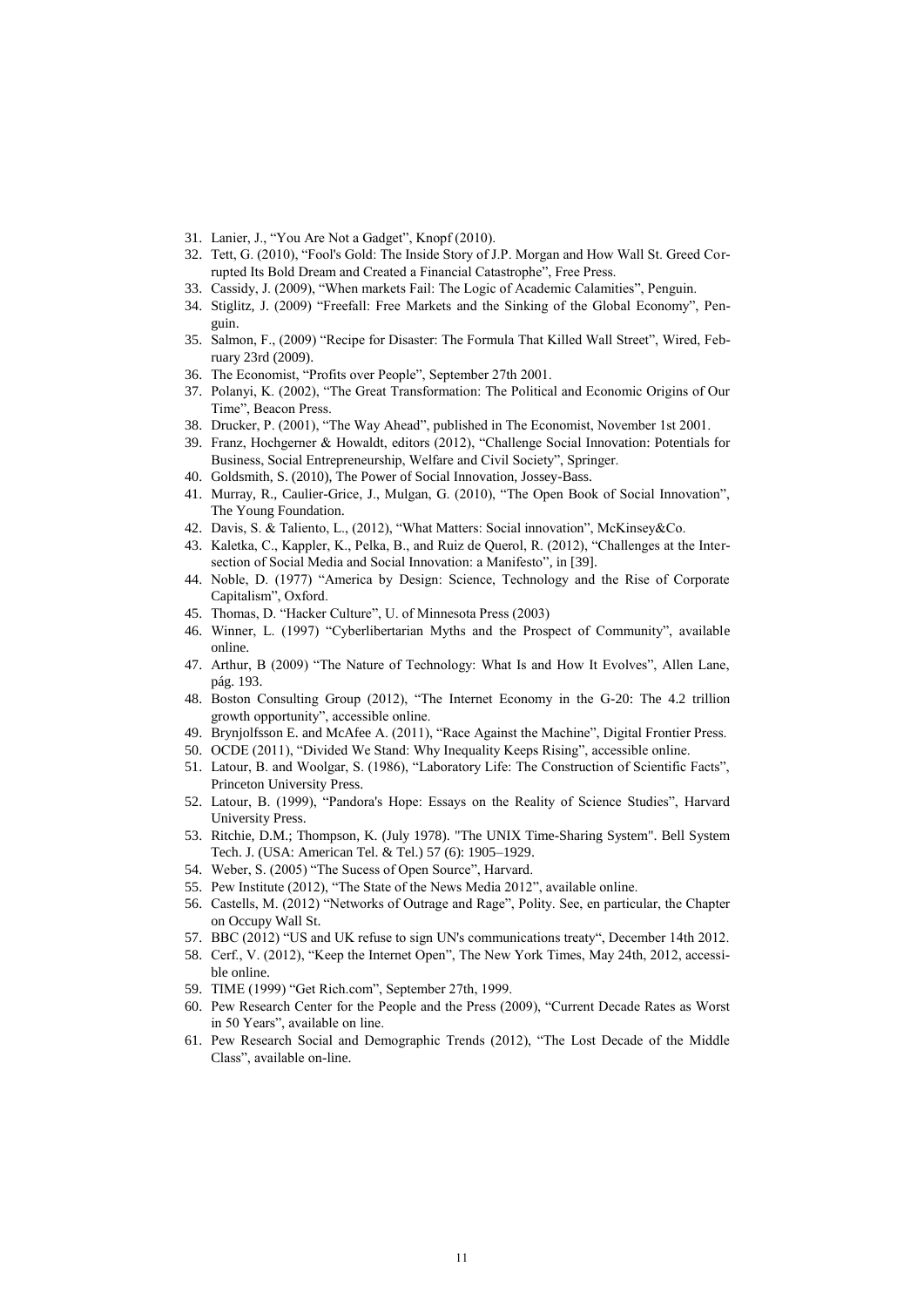31. Lanier, J., "You Are Not a Gadget", Knopf (2010).
32. Tett, G. (2010), "Fool's Gold: The Inside Story of J.P. Morgan and How Wall St. Greed Corrupted Its Bold Dream and Created a Financial Catastrophe", Free Press.
33. Cassidy, J. (2009), "When markets Fail: The Logic of Academic Calamities", Penguin.
34. Stiglitz, J. (2009) "Freefall: Free Markets and the Sinking of the Global Economy", Penguin.
35. Salmon, F., (2009) "Recipe for Disaster: The Formula That Killed Wall Street", Wired, February 23rd (2009).
36. The Economist, "Profits over People", September 27th 2001.
37. Polanyi, K. (2002), "The Great Transformation: The Political and Economic Origins of Our Time", Beacon Press.
38. Drucker, P. (2001), "The Way Ahead", published in The Economist, November 1st 2001.
39. Franz, Hochgerner & Howaldt, editors (2012), "Challenge Social Innovation: Potentials for Business, Social Entrepreneurship, Welfare and Civil Society", Springer.
40. Goldsmith, S. (2010), The Power of Social Innovation, Jossey-Bass.
41. Murray, R., Caulier-Grice, J., Mulgan, G. (2010), "The Open Book of Social Innovation", The Young Foundation.
42. Davis, S. & Taliento, L., (2012), "What Matters: Social innovation", McKinsey&Co.
43. Kaletka, C., Kappler, K., Pelka, B., and Ruiz de Querol, R. (2012), "Challenges at the Intersection of Social Media and Social Innovation: a Manifesto", in [39].
44. Noble, D. (1977) "America by Design: Science, Technology and the Rise of Corporate Capitalism", Oxford.
45. Thomas, D. "Hacker Culture", U. of Minnesota Press (2003)
46. Winner, L. (1997) "Cyberlibertarian Myths and the Prospect of Community", available online.
47. Arthur, B (2009) "The Nature of Technology: What Is and How It Evolves", Allen Lane, pág. 193.
48. Boston Consulting Group (2012), "The Internet Economy in the G-20: The 4.2 trillion growth opportunity", accessible online.
49. Brynjolfsson E. and McAfee A. (2011), "Race Against the Machine", Digital Frontier Press.
50. OCDE (2011), "Divided We Stand: Why Inequality Keeps Rising", accessible online.
51. Latour, B. and Woolgar, S. (1986), "Laboratory Life: The Construction of Scientific Facts", Princeton University Press.
52. Latour, B. (1999), "Pandora's Hope: Essays on the Reality of Science Studies", Harvard University Press.
53. Ritchie, D.M.; Thompson, K. (July 1978). "The UNIX Time-Sharing System". Bell System Tech. J. (USA: American Tel. & Tel.) 57 (6): 1905–1929.
54. Weber, S. (2005) "The Sucess of Open Source", Harvard.
55. Pew Institute (2012), "The State of the News Media 2012", available online.
56. Castells, M. (2012) "Networks of Outrage and Rage", Polity. See, en particular, the Chapter on Occupy Wall St.
57. BBC (2012) "US and UK refuse to sign UN's communications treaty", December 14th 2012.
58. Cerf., V. (2012), "Keep the Internet Open", The New York Times, May 24th, 2012, accessible online.
59. TIME (1999) "Get Rich.com", September 27th, 1999.
60. Pew Research Center for the People and the Press (2009), "Current Decade Rates as Worst in 50 Years", available on line.
61. Pew Research Social and Demographic Trends (2012), "The Lost Decade of the Middle Class", available on-line.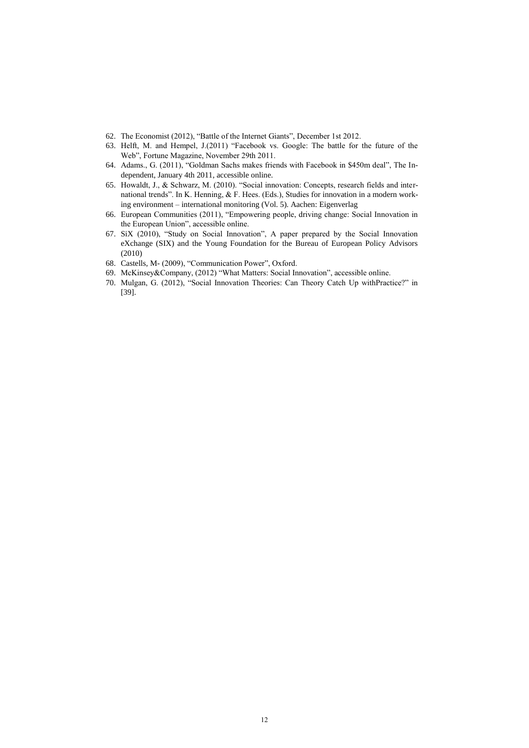62. The Economist (2012), "Battle of the Internet Giants", December 1st 2012.
63. Helft, M. and Hempel, J.(2011) "Facebook vs. Google: The battle for the future of the Web", Fortune Magazine, November 29th 2011.
64. Adams., G. (2011), "Goldman Sachs makes friends with Facebook in $450m deal", The Independent, January 4th 2011, accessible online.
65. Howaldt, J., & Schwarz, M. (2010). "Social innovation: Concepts, research fields and international trends". In K. Henning, & F. Hees. (Eds.), Studies for innovation in a modern working environment – international monitoring (Vol. 5). Aachen: Eigenverlag
66. European Communities (2011), "Empowering people, driving change: Social Innovation in the European Union", accessible online.
67. SiX (2010), "Study on Social Innovation", A paper prepared by the Social Innovation eXchange (SIX) and the Young Foundation for the Bureau of European Policy Advisors (2010)
68. Castells, M- (2009), "Communication Power", Oxford.
69. McKinsey&Company, (2012) "What Matters: Social Innovation", accessible online.
70. Mulgan, G. (2012), "Social Innovation Theories: Can Theory Catch Up withPractice?" in [39].